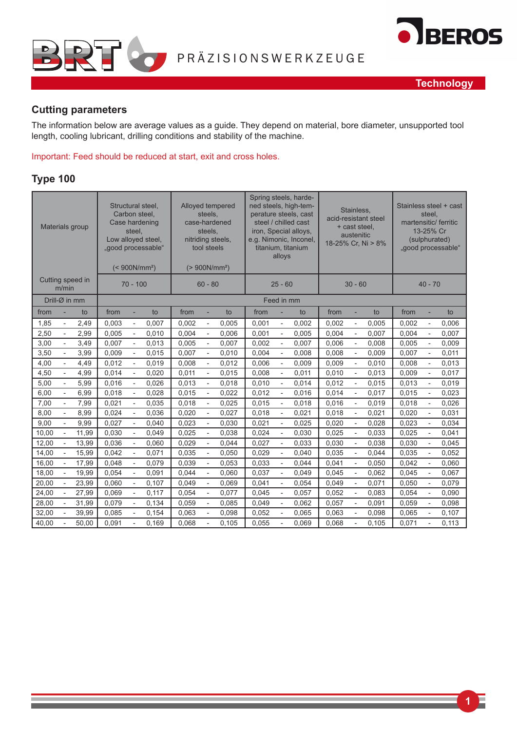BRT PRÄZISIONSWERKZEUGE

BEROS

Technology

## Cutting parameters

The information below are average values as a guide. They depend on material, bore diameter, unsupported tool length, cooling lubricant, drilling conditions and stability of the machine.

Important: Feed should be reduced at start, exit and cross holes.

## Type 100

| Materials group | | | Structural steel, Carbon steel, Case hardening steel, Low alloyed steel, „good processable“ (< 900N/mm²) | | | Alloyed tempered steels, case-hardened steels, nitriding steels, tool steels (> 900N/mm²) | | | Spring steels, hardened steels, high-temperature steels, cast steel / chilled cast iron, Special alloys, e.g. Nimonic, Inconel, titanium, titanium alloys | | | Stainless, acid-resistant steel + cast steel, austenitic 18-25% Cr, Ni > 8% | | | Stainless steel + cast steel, martensitic/ ferritic 13-25% Cr (sulphurated) „good processable“ | | |
|---|---|---|---|---|---|---|---|---|---|---|---|---|---|---|---|---|---|
| Cutting speed in m/min | | | 70 - 100 | | | 60 - 80 | | | 25 - 60 | | | 30 - 60 | | | 40 - 70 | | |
| Drill-Ø in mm | | | Feed in mm | | | | | | | | | | | | | | |
| from | - | to | from | - | to | from | - | to | from | - | to | from | - | to | from | - | to |
| 1,85 | - | 2,49 | 0,003 | - | 0,007 | 0,002 | - | 0,005 | 0,001 | - | 0,002 | 0,002 | - | 0,005 | 0,002 | - | 0,006 |
| 2,50 | - | 2,99 | 0,005 | - | 0,010 | 0,004 | - | 0,006 | 0,001 | - | 0,005 | 0,004 | - | 0,007 | 0,004 | - | 0,007 |
| 3,00 | - | 3,49 | 0,007 | - | 0,013 | 0,005 | - | 0,007 | 0,002 | - | 0,007 | 0,006 | - | 0,008 | 0,005 | - | 0,009 |
| 3,50 | - | 3,99 | 0,009 | - | 0,015 | 0,007 | - | 0,010 | 0,004 | - | 0,008 | 0,008 | - | 0,009 | 0,007 | - | 0,011 |
| 4,00 | - | 4,49 | 0,012 | - | 0,019 | 0,008 | - | 0,012 | 0,006 | - | 0,009 | 0,009 | - | 0,010 | 0,008 | - | 0,013 |
| 4,50 | - | 4,99 | 0,014 | - | 0,020 | 0,011 | - | 0,015 | 0,008 | - | 0,011 | 0,010 | - | 0,013 | 0,009 | - | 0,017 |
| 5,00 | - | 5,99 | 0,016 | - | 0,026 | 0,013 | - | 0,018 | 0,010 | - | 0,014 | 0,012 | - | 0,015 | 0,013 | - | 0,019 |
| 6,00 | - | 6,99 | 0,018 | - | 0,028 | 0,015 | - | 0,022 | 0,012 | - | 0,016 | 0,014 | - | 0,017 | 0,015 | - | 0,023 |
| 7,00 | - | 7,99 | 0,021 | - | 0,035 | 0,018 | - | 0,025 | 0,015 | - | 0,018 | 0,016 | - | 0,019 | 0,018 | - | 0,026 |
| 8,00 | - | 8,99 | 0,024 | - | 0,036 | 0,020 | - | 0,027 | 0,018 | - | 0,021 | 0,018 | - | 0,021 | 0,020 | - | 0,031 |
| 9,00 | - | 9,99 | 0,027 | - | 0,040 | 0,023 | - | 0,030 | 0,021 | - | 0,025 | 0,020 | - | 0,028 | 0,023 | - | 0,034 |
| 10,00 | - | 11,99 | 0,030 | - | 0,049 | 0,025 | - | 0,038 | 0,024 | - | 0,030 | 0,025 | - | 0,033 | 0,025 | - | 0,041 |
| 12,00 | - | 13,99 | 0,036 | - | 0,060 | 0,029 | - | 0,044 | 0,027 | - | 0,033 | 0,030 | - | 0,038 | 0,030 | - | 0,045 |
| 14,00 | - | 15,99 | 0,042 | - | 0,071 | 0,035 | - | 0,050 | 0,029 | - | 0,040 | 0,035 | - | 0,044 | 0,035 | - | 0,052 |
| 16,00 | - | 17,99 | 0,048 | - | 0,079 | 0,039 | - | 0,053 | 0,033 | - | 0,044 | 0,041 | - | 0,050 | 0,042 | - | 0,060 |
| 18,00 | - | 19,99 | 0,054 | - | 0,091 | 0,044 | - | 0,060 | 0,037 | - | 0,049 | 0,045 | - | 0,062 | 0,045 | - | 0,067 |
| 20,00 | - | 23,99 | 0,060 | - | 0,107 | 0,049 | - | 0,069 | 0,041 | - | 0,054 | 0,049 | - | 0,071 | 0,050 | - | 0,079 |
| 24,00 | - | 27,99 | 0,069 | - | 0,117 | 0,054 | - | 0,077 | 0,045 | - | 0,057 | 0,052 | - | 0,083 | 0,054 | - | 0,090 |
| 28,00 | - | 31,99 | 0,079 | - | 0,134 | 0,059 | - | 0,085 | 0,049 | - | 0,062 | 0,057 | - | 0,091 | 0,059 | - | 0,098 |
| 32,00 | - | 39,99 | 0,085 | - | 0,154 | 0,063 | - | 0,098 | 0,052 | - | 0,065 | 0,063 | - | 0,098 | 0,065 | - | 0,107 |
| 40,00 | - | 50,00 | 0,091 | - | 0,169 | 0,068 | - | 0,105 | 0,055 | - | 0,069 | 0,068 | - | 0,105 | 0,071 | - | 0,113 |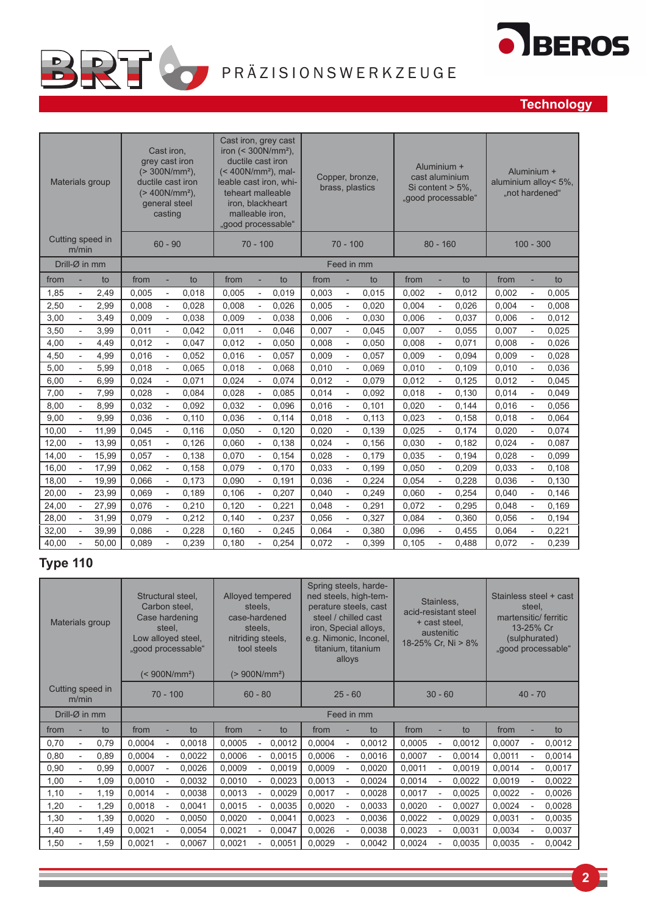## Technology

| Materials group | | | Cast iron, grey cast iron (> 300N/mm²), ductile cast iron (> 400N/mm²), general steel casting | | | Cast iron, grey cast iron (< 300N/mm²), ductile cast iron (< 400N/mm²), malleable cast iron, whiteheart malleable iron, blackheart malleable iron, „good processable" | | | Copper, bronze, brass, plastics | | | Aluminium + cast aluminium Si content > 5%, „good processable" | | | Aluminium + aluminium alloy< 5%, „not hardened" | | |
|---|---|---|---|---|---|---|---|---|---|---|---|---|---|---|---|---|---|
| Cutting speed in m/min | | | 60 - 90 | | | 70 - 100 | | | 70 - 100 | | | 80 - 160 | | | 100 - 300 | | |
| Drill-Ø in mm | | | Feed in mm | | | | | | | | | | | | | | |
| from | - | to | from | - | to | from | - | to | from | - | to | from | - | to | from | - | to |
| 1,85 | - | 2,49 | 0,005 | - | 0,018 | 0,005 | - | 0,019 | 0,003 | - | 0,015 | 0,002 | - | 0,012 | 0,002 | - | 0,005 |
| 2,50 | - | 2,99 | 0,008 | - | 0,028 | 0,008 | - | 0,026 | 0,005 | - | 0,020 | 0,004 | - | 0,026 | 0,004 | - | 0,008 |
| 3,00 | - | 3,49 | 0,009 | - | 0,038 | 0,009 | - | 0,038 | 0,006 | - | 0,030 | 0,006 | - | 0,037 | 0,006 | - | 0,012 |
| 3,50 | - | 3,99 | 0,011 | - | 0,042 | 0,011 | - | 0,046 | 0,007 | - | 0,045 | 0,007 | - | 0,055 | 0,007 | - | 0,025 |
| 4,00 | - | 4,49 | 0,012 | - | 0,047 | 0,012 | - | 0,050 | 0,008 | - | 0,050 | 0,008 | - | 0,071 | 0,008 | - | 0,026 |
| 4,50 | - | 4,99 | 0,016 | - | 0,052 | 0,016 | - | 0,057 | 0,009 | - | 0,057 | 0,009 | - | 0,094 | 0,009 | - | 0,028 |
| 5,00 | - | 5,99 | 0,018 | - | 0,065 | 0,018 | - | 0,068 | 0,010 | - | 0,069 | 0,010 | - | 0,109 | 0,010 | - | 0,036 |
| 6,00 | - | 6,99 | 0,024 | - | 0,071 | 0,024 | - | 0,074 | 0,012 | - | 0,079 | 0,012 | - | 0,125 | 0,012 | - | 0,045 |
| 7,00 | - | 7,99 | 0,028 | - | 0,084 | 0,028 | - | 0,085 | 0,014 | - | 0,092 | 0,018 | - | 0,130 | 0,014 | - | 0,049 |
| 8,00 | - | 8,99 | 0,032 | - | 0,092 | 0,032 | - | 0,096 | 0,016 | - | 0,101 | 0,020 | - | 0,144 | 0,016 | - | 0,056 |
| 9,00 | - | 9,99 | 0,036 | - | 0,110 | 0,036 | - | 0,114 | 0,018 | - | 0,113 | 0,023 | - | 0,158 | 0,018 | - | 0,064 |
| 10,00 | - | 11,99 | 0,045 | - | 0,116 | 0,050 | - | 0,120 | 0,020 | - | 0,139 | 0,025 | - | 0,174 | 0,020 | - | 0,074 |
| 12,00 | - | 13,99 | 0,051 | - | 0,126 | 0,060 | - | 0,138 | 0,024 | - | 0,156 | 0,030 | - | 0,182 | 0,024 | - | 0,087 |
| 14,00 | - | 15,99 | 0,057 | - | 0,138 | 0,070 | - | 0,154 | 0,028 | - | 0,179 | 0,035 | - | 0,194 | 0,028 | - | 0,099 |
| 16,00 | - | 17,99 | 0,062 | - | 0,158 | 0,079 | - | 0,170 | 0,033 | - | 0,199 | 0,050 | - | 0,209 | 0,033 | - | 0,108 |
| 18,00 | - | 19,99 | 0,066 | - | 0,173 | 0,090 | - | 0,191 | 0,036 | - | 0,224 | 0,054 | - | 0,228 | 0,036 | - | 0,130 |
| 20,00 | - | 23,99 | 0,069 | - | 0,189 | 0,106 | - | 0,207 | 0,040 | - | 0,249 | 0,060 | - | 0,254 | 0,040 | - | 0,146 |
| 24,00 | - | 27,99 | 0,076 | - | 0,210 | 0,120 | - | 0,221 | 0,048 | - | 0,291 | 0,072 | - | 0,295 | 0,048 | - | 0,169 |
| 28,00 | - | 31,99 | 0,079 | - | 0,212 | 0,140 | - | 0,237 | 0,056 | - | 0,327 | 0,084 | - | 0,360 | 0,056 | - | 0,194 |
| 32,00 | - | 39,99 | 0,086 | - | 0,228 | 0,160 | - | 0,245 | 0,064 | - | 0,380 | 0,096 | - | 0,455 | 0,064 | - | 0,221 |
| 40,00 | - | 50,00 | 0,089 | - | 0,239 | 0,180 | - | 0,254 | 0,072 | - | 0,399 | 0,105 | - | 0,488 | 0,072 | - | 0,239 |

## Type 110

| Materials group | | | Structural steel, Carbon steel, Case hardening steel, Low alloyed steel, „good processable" (< 900N/mm²) | | | Alloyed tempered steels, case-hardened steels, nitriding steels, tool steels (> 900N/mm²) | | | Spring steels, hardened steels, high-temperature steels, cast steel / chilled cast iron, Special alloys, e.g. Nimonic, Inconel, titanium, titanium alloys | | | Stainless, acid-resistant steel + cast steel, austenitic 18-25% Cr, Ni > 8% | | | Stainless steel + cast steel, martensitic/ ferritic 13-25% Cr (sulphurated) „good processable" | | |
|---|---|---|---|---|---|---|---|---|---|---|---|---|---|---|---|---|---|
| Cutting speed in m/min | | | 70 - 100 | | | 60 - 80 | | | 25 - 60 | | | 30 - 60 | | | 40 - 70 | | |
| Drill-Ø in mm | | | Feed in mm | | | | | | | | | | | | | | |
| from | - | to | from | - | to | from | - | to | from | - | to | from | - | to | from | - | to |
| 0,70 | - | 0,79 | 0,0004 | - | 0,0018 | 0,0005 | - | 0,0012 | 0,0004 | - | 0,0012 | 0,0005 | - | 0,0012 | 0,0007 | - | 0,0012 |
| 0,80 | - | 0,89 | 0,0004 | - | 0,0022 | 0,0006 | - | 0,0015 | 0,0006 | - | 0,0016 | 0,0007 | - | 0,0014 | 0,0011 | - | 0,0014 |
| 0,90 | - | 0,99 | 0,0007 | - | 0,0026 | 0,0009 | - | 0,0019 | 0,0009 | - | 0,0020 | 0,0011 | - | 0,0019 | 0,0014 | - | 0,0017 |
| 1,00 | - | 1,09 | 0,0010 | - | 0,0032 | 0,0010 | - | 0,0023 | 0,0013 | - | 0,0024 | 0,0014 | - | 0,0022 | 0,0019 | - | 0,0022 |
| 1,10 | - | 1,19 | 0,0014 | - | 0,0038 | 0,0013 | - | 0,0029 | 0,0017 | - | 0,0028 | 0,0017 | - | 0,0025 | 0,0022 | - | 0,0026 |
| 1,20 | - | 1,29 | 0,0018 | - | 0,0041 | 0,0015 | - | 0,0035 | 0,0020 | - | 0,0033 | 0,0020 | - | 0,0027 | 0,0024 | - | 0,0028 |
| 1,30 | - | 1,39 | 0,0020 | - | 0,0050 | 0,0020 | - | 0,0041 | 0,0023 | - | 0,0036 | 0,0022 | - | 0,0029 | 0,0031 | - | 0,0035 |
| 1,40 | - | 1,49 | 0,0021 | - | 0,0054 | 0,0021 | - | 0,0047 | 0,0026 | - | 0,0038 | 0,0023 | - | 0,0031 | 0,0034 | - | 0,0037 |
| 1,50 | - | 1,59 | 0,0021 | - | 0,0067 | 0,0021 | - | 0,0051 | 0,0029 | - | 0,0042 | 0,0024 | - | 0,0035 | 0,0035 | - | 0,0042 |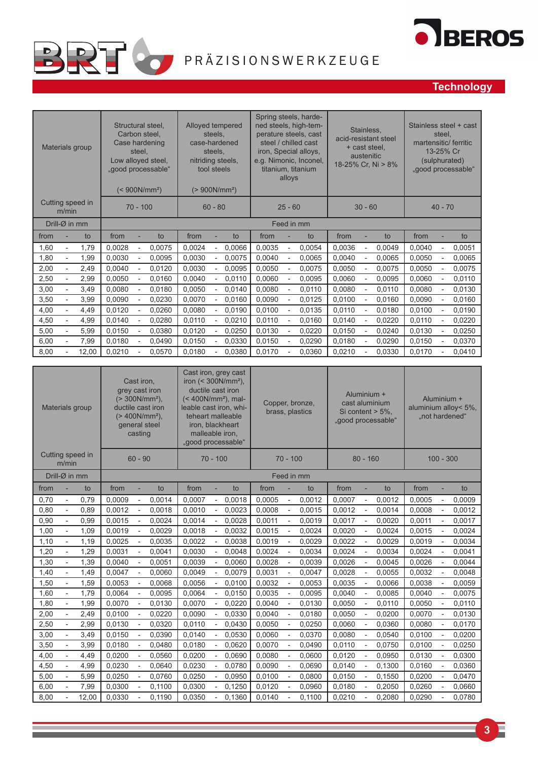BRT PRÄZISIONSWERKZEUGE

BEROS

## Technology

| Materials group | | | Structural steel, Carbon steel, Case hardening steel, Low alloyed steel, „good processable“ (< 900N/mm²) | | | Alloyed tempered steels, case-hardened steels, nitriding steels, tool steels (> 900N/mm²) | | | Spring steels, hardened steels, high-temperature steel / chilled cast iron, Special alloys, e.g. Nimonic, Inconel, titanium, titanium alloys | | | Stainless, acid-resistant steel + cast steel, austenitic 18-25% Cr, Ni > 8% | | | Stainless steel + cast steel, martensitic/ ferritic 13-25% Cr (sulphurated) „good processable“ | | |
|---|---|---|---|---|---|---|---|---|---|---|---|---|---|---|---|---|---|
| Cutting speed in m/min | | | 70 - 100 | | | 60 - 80 | | | 25 - 60 | | | 30 - 60 | | | 40 - 70 | | |
| Drill-Ø in mm | | | Feed in mm | | | | | | | | | | | | | | |
| from | - | to | from | - | to | from | - | to | from | - | to | from | - | to | from | - | to |
| 1,60 | - | 1,79 | 0,0028 | - | 0,0075 | 0,0024 | - | 0,0066 | 0,0035 | - | 0,0054 | 0,0036 | - | 0,0049 | 0,0040 | - | 0,0051 |
| 1,80 | - | 1,99 | 0,0030 | - | 0,0095 | 0,0030 | - | 0,0075 | 0,0040 | - | 0,0065 | 0,0040 | - | 0,0065 | 0,0050 | - | 0,0065 |
| 2,00 | - | 2,49 | 0,0040 | - | 0,0120 | 0,0030 | - | 0,0095 | 0,0050 | - | 0,0075 | 0,0050 | - | 0,0075 | 0,0050 | - | 0,0075 |
| 2,50 | - | 2,99 | 0,0050 | - | 0,0160 | 0,0040 | - | 0,0110 | 0,0060 | - | 0,0095 | 0,0060 | - | 0,0095 | 0,0060 | - | 0,0110 |
| 3,00 | - | 3,49 | 0,0080 | - | 0,0180 | 0,0050 | - | 0,0140 | 0,0080 | - | 0,0110 | 0,0080 | - | 0,0110 | 0,0080 | - | 0,0130 |
| 3,50 | - | 3,99 | 0,0090 | - | 0,0230 | 0,0070 | - | 0,0160 | 0,0090 | - | 0,0125 | 0,0100 | - | 0,0160 | 0,0090 | - | 0,0160 |
| 4,00 | - | 4,49 | 0,0120 | - | 0,0260 | 0,0080 | - | 0,0190 | 0,0100 | - | 0,0135 | 0,0110 | - | 0,0180 | 0,0100 | - | 0,0190 |
| 4,50 | - | 4,99 | 0,0140 | - | 0,0280 | 0,0110 | - | 0,0210 | 0,0110 | - | 0,0160 | 0,0140 | - | 0,0220 | 0,0110 | - | 0,0220 |
| 5,00 | - | 5,99 | 0,0150 | - | 0,0380 | 0,0120 | - | 0,0250 | 0,0130 | - | 0,0220 | 0,0150 | - | 0,0240 | 0,0130 | - | 0,0250 |
| 6,00 | - | 7,99 | 0,0180 | - | 0,0490 | 0,0150 | - | 0,0330 | 0,0150 | - | 0,0290 | 0,0180 | - | 0,0290 | 0,0150 | - | 0,0370 |
| 8,00 | - | 12,00 | 0,0210 | - | 0,0570 | 0,0180 | - | 0,0380 | 0,0170 | - | 0,0360 | 0,0210 | - | 0,0330 | 0,0170 | - | 0,0410 |

| Materials group | | | Cast iron, grey cast iron (> 300N/mm²), ductile cast iron (> 400N/mm²), general steel casting | | | Cast iron, grey cast iron (< 300N/mm²), ductile cast iron (< 400N/mm²), malleable cast iron, whiteheart malleable iron, blackheart malleable iron, „good processable“ | | | Copper, bronze, brass, plastics | | | Aluminium + cast aluminium Si content > 5%, „good processable“ | | | Aluminium + aluminium alloy< 5%, „not hardened“ | | |
|---|---|---|---|---|---|---|---|---|---|---|---|---|---|---|---|---|---|
| Cutting speed in m/min | | | 60 - 90 | | | 70 - 100 | | | 70 - 100 | | | 80 - 160 | | | 100 - 300 | | |
| Drill-Ø in mm | | | Feed in mm | | | | | | | | | | | | | | |
| from | - | to | from | - | to | from | - | to | from | - | to | from | - | to | from | - | to |
| 0,70 | - | 0,79 | 0,0009 | - | 0,0014 | 0,0007 | - | 0,0018 | 0,0005 | - | 0,0012 | 0,0007 | - | 0,0012 | 0,0005 | - | 0,0009 |
| 0,80 | - | 0,89 | 0,0012 | - | 0,0018 | 0,0010 | - | 0,0023 | 0,0008 | - | 0,0015 | 0,0012 | - | 0,0014 | 0,0008 | - | 0,0012 |
| 0,90 | - | 0,99 | 0,0015 | - | 0,0024 | 0,0014 | - | 0,0028 | 0,0011 | - | 0,0019 | 0,0017 | - | 0,0020 | 0,0011 | - | 0,0017 |
| 1,00 | - | 1,09 | 0,0019 | - | 0,0029 | 0,0018 | - | 0,0032 | 0,0015 | - | 0,0024 | 0,0020 | - | 0,0024 | 0,0015 | - | 0,0024 |
| 1,10 | - | 1,19 | 0,0025 | - | 0,0035 | 0,0022 | - | 0,0038 | 0,0019 | - | 0,0029 | 0,0022 | - | 0,0029 | 0,0019 | - | 0,0034 |
| 1,20 | - | 1,29 | 0,0031 | - | 0,0041 | 0,0030 | - | 0,0048 | 0,0024 | - | 0,0034 | 0,0024 | - | 0,0034 | 0,0024 | - | 0,0041 |
| 1,30 | - | 1,39 | 0,0040 | - | 0,0051 | 0,0039 | - | 0,0060 | 0,0028 | - | 0,0039 | 0,0026 | - | 0,0045 | 0,0026 | - | 0,0044 |
| 1,40 | - | 1,49 | 0,0047 | - | 0,0060 | 0,0049 | - | 0,0079 | 0,0031 | - | 0,0047 | 0,0028 | - | 0,0055 | 0,0032 | - | 0,0048 |
| 1,50 | - | 1,59 | 0,0053 | - | 0,0068 | 0,0056 | - | 0,0100 | 0,0032 | - | 0,0053 | 0,0035 | - | 0,0066 | 0,0038 | - | 0,0059 |
| 1,60 | - | 1,79 | 0,0064 | - | 0,0095 | 0,0064 | - | 0,0150 | 0,0035 | - | 0,0095 | 0,0040 | - | 0,0085 | 0,0040 | - | 0,0075 |
| 1,80 | - | 1,99 | 0,0070 | - | 0,0130 | 0,0070 | - | 0,0220 | 0,0040 | - | 0,0130 | 0,0050 | - | 0,0110 | 0,0050 | - | 0,0110 |
| 2,00 | - | 2,49 | 0,0100 | - | 0,0220 | 0,0090 | - | 0,0330 | 0,0040 | - | 0,0180 | 0,0050 | - | 0,0200 | 0,0070 | - | 0,0130 |
| 2,50 | - | 2,99 | 0,0130 | - | 0,0320 | 0,0110 | - | 0,0430 | 0,0050 | - | 0,0250 | 0,0060 | - | 0,0360 | 0,0080 | - | 0,0170 |
| 3,00 | - | 3,49 | 0,0150 | - | 0,0390 | 0,0140 | - | 0,0530 | 0,0060 | - | 0,0370 | 0,0080 | - | 0,0540 | 0,0100 | - | 0,0200 |
| 3,50 | - | 3,99 | 0,0180 | - | 0,0480 | 0,0180 | - | 0,0620 | 0,0070 | - | 0,0490 | 0,0110 | - | 0,0750 | 0,0100 | - | 0,0250 |
| 4,00 | - | 4,49 | 0,0200 | - | 0,0560 | 0,0200 | - | 0,0690 | 0,0080 | - | 0,0600 | 0,0120 | - | 0,0950 | 0,0130 | - | 0,0300 |
| 4,50 | - | 4,99 | 0,0230 | - | 0,0640 | 0,0230 | - | 0,0780 | 0,0090 | - | 0,0690 | 0,0140 | - | 0,1300 | 0,0160 | - | 0,0360 |
| 5,00 | - | 5,99 | 0,0250 | - | 0,0760 | 0,0250 | - | 0,0950 | 0,0100 | - | 0,0800 | 0,0150 | - | 0,1550 | 0,0200 | - | 0,0470 |
| 6,00 | - | 7,99 | 0,0300 | - | 0,1100 | 0,0300 | - | 0,1250 | 0,0120 | - | 0,0960 | 0,0180 | - | 0,2050 | 0,0260 | - | 0,0660 |
| 8,00 | - | 12,00 | 0,0330 | - | 0,1190 | 0,0350 | - | 0,1360 | 0,0140 | - | 0,1100 | 0,0210 | - | 0,2080 | 0,0290 | - | 0,0780 |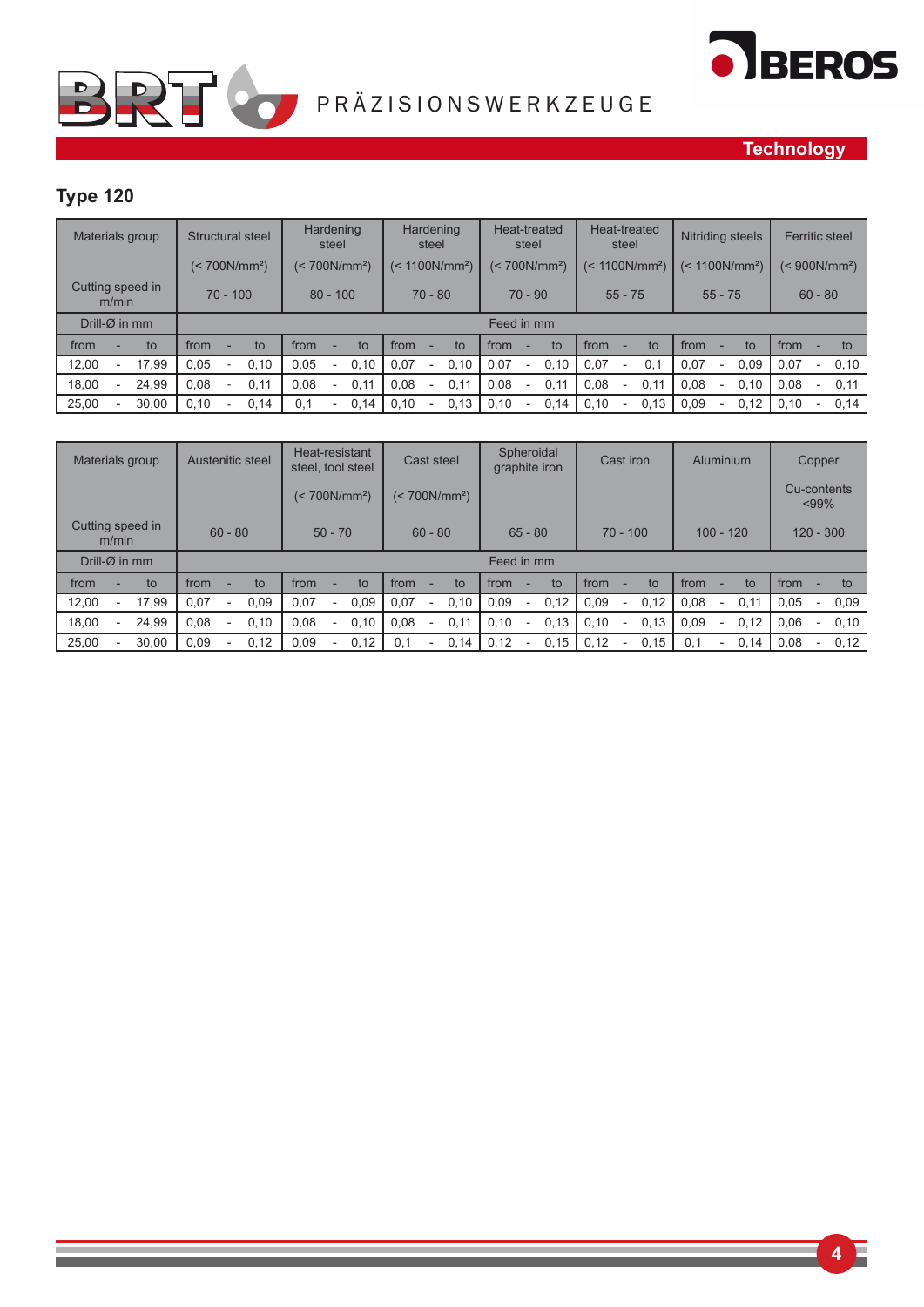## Type 120

| Materials group | | | Structural steel | | | Hardening steel | | | Hardening steel | | | Heat-treated steel | | | Heat-treated steel | | | Nitriding steels | | | Ferritic steel | | |
|---|---|---|---|---|---|---|---|---|---|---|---|---|---|---|---|---|---|---|---|---|---|---|---|
| | | | (< 700N/mm²) | | | (< 700N/mm²) | | | (< 1100N/mm²) | | | (< 700N/mm²) | | | (< 1100N/mm²) | | | (< 1100N/mm²) | | | (< 900N/mm²) | | |
| Cutting speed in m/min | | | 70 - 100 | | | 80 - 100 | | | 70 - 80 | | | 70 - 90 | | | 55 - 75 | | | 55 - 75 | | | 60 - 80 | | |
| Drill-Ø in mm | | | Feed in mm | | | | | | | | | | | | | | | | | | | | |
| from | - | to | from | - | to | from | - | to | from | - | to | from | - | to | from | - | to | from | - | to | from | - | to |
| 12,00 | - | 17,99 | 0,05 | - | 0,10 | 0,05 | - | 0,10 | 0,07 | - | 0,10 | 0,07 | - | 0,10 | 0,07 | - | 0,1 | 0,07 | - | 0,09 | 0,07 | - | 0,10 |
| 18,00 | - | 24,99 | 0,08 | - | 0,11 | 0,08 | - | 0,11 | 0,08 | - | 0,11 | 0,08 | - | 0,11 | 0,08 | - | 0,11 | 0,08 | - | 0,10 | 0,08 | - | 0,11 |
| 25,00 | - | 30,00 | 0,10 | - | 0,14 | 0,1 | - | 0,14 | 0,10 | - | 0,13 | 0,10 | - | 0,14 | 0,10 | - | 0,13 | 0,09 | - | 0,12 | 0,10 | - | 0,14 |

| Materials group | | | Austenitic steel | | | Heat-resistant steel, tool steel | | | Cast steel | | | Spheroidal graphite iron | | | Cast iron | | | Aluminium | | | Copper | | |
|---|---|---|---|---|---|---|---|---|---|---|---|---|---|---|---|---|---|---|---|---|---|---|---|
| | | | | | | (< 700N/mm²) | | | (< 700N/mm²) | | | | | | | | | | | | Cu-contents <99% | | |
| Cutting speed in m/min | | | 60 - 80 | | | 50 - 70 | | | 60 - 80 | | | 65 - 80 | | | 70 - 100 | | | 100 - 120 | | | 120 - 300 | | |
| Drill-Ø in mm | | | Feed in mm | | | | | | | | | | | | | | | | | | | | |
| from | - | to | from | - | to | from | - | to | from | - | to | from | - | to | from | - | to | from | - | to | from | - | to |
| 12,00 | - | 17,99 | 0,07 | - | 0,09 | 0,07 | - | 0,09 | 0,07 | - | 0,10 | 0,09 | - | 0,12 | 0,09 | - | 0,12 | 0,08 | - | 0,11 | 0,05 | - | 0,09 |
| 18,00 | - | 24,99 | 0,08 | - | 0,10 | 0,08 | - | 0,10 | 0,08 | - | 0,11 | 0,10 | - | 0,13 | 0,10 | - | 0,13 | 0,09 | - | 0,12 | 0,06 | - | 0,10 |
| 25,00 | - | 30,00 | 0,09 | - | 0,12 | 0,09 | - | 0,12 | 0,1 | - | 0,14 | 0,12 | - | 0,15 | 0,12 | - | 0,15 | 0,1 | - | 0,14 | 0,08 | - | 0,12 |